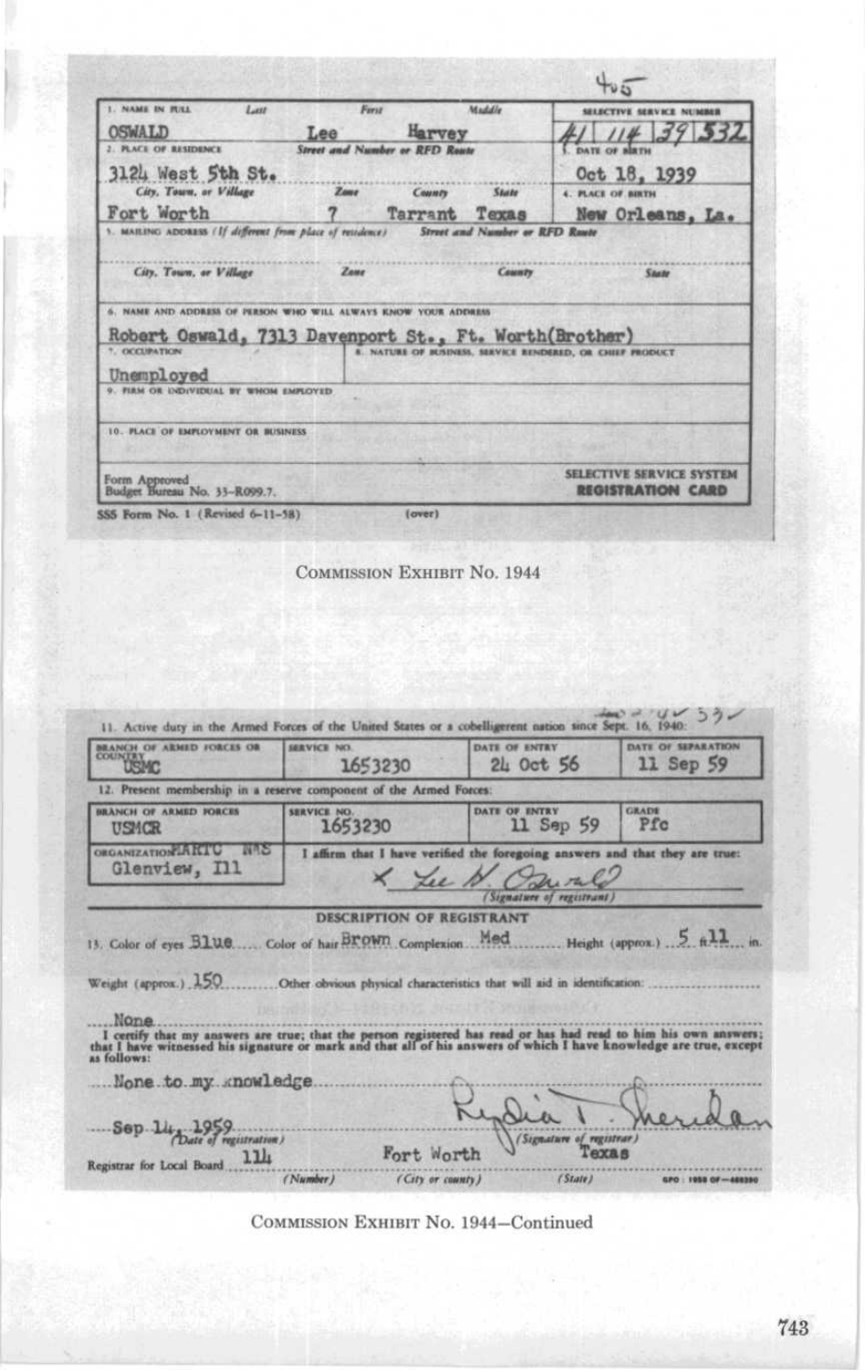405

| 1. NAME IN FULL Last | First | Middle | SELECTIVE SERVICE NUMBER |
|---|---|---|---|
| OSWALD | Lee | Harvey | 41 114 39 532 |

| 2. PLACE OF RESIDENCE | Street and Number or RFD Route | | | 3. DATE OF BIRTH |
|---|---|---|---|---|
| 3124 West 5th St. | | | | Oct 18, 1939 |
| City, Town, or Village | Zone | County | State | 4. PLACE OF BIRTH |
| Fort Worth | 7 | Tarrant | Texas | New Orleans, La. |

5. MAILING ADDRESS (If different from place of residence) Street and Number or RFD Route

City, Town, or Village Zone County State

6. NAME AND ADDRESS OF PERSON WHO WILL ALWAYS KNOW YOUR ADDRESS

Robert Oswald, 7313 Davenport St., Ft. Worth(Brother)

| 7. OCCUPATION | 8. NATURE OF BUSINESS, SERVICE RENDERED, OR CHIEF PRODUCT |
|---|---|
| Unemployed | |

9. FIRM OR INDIVIDUAL BY WHOM EMPLOYED

10. PLACE OF EMPLOYMENT OR BUSINESS

Form Approved
Budget Bureau No. 33-R099.7.

SELECTIVE SERVICE SYSTEM
REGISTRATION CARD

SSS Form No. 1 (Revised 6-11-58) (over)

COMMISSION EXHIBIT No. 1944

41 114 39 532

11. Active duty in the Armed Forces of the United States or a cobelligerent nation since Sept. 16, 1940:

| BRANCH OF ARMED FORCES OR COUNTRY | SERVICE NO. | DATE OF ENTRY | DATE OF SEPARATION |
|---|---|---|---|
| USMC | 1653230 | 24 Oct 56 | 11 Sep 59 |

12. Present membership in a reserve component of the Armed Forces:

| BRANCH OF ARMED FORCES | SERVICE NO. | DATE OF ENTRY | GRADE |
|---|---|---|---|
| USMCR | 1653230 | 11 Sep 59 | Pfc |

ORGANIZATION MARTC NAS Glenview, Ill

I affirm that I have verified the foregoing answers and that they are true:

X Lee H. Oswald
(Signature of registrant)

DESCRIPTION OF REGISTRANT

13. Color of eyes Blue Color of hair Brown Complexion Med Height (approx.) 5 ft. 11 in.

Weight (approx.) 150 Other obvious physical characteristics that will aid in identification:

None

I certify that my answers are true; that the person registered has read or has had read to him his own answers; that I have witnessed his signature or mark and that all of his answers of which I have knowledge are true, except as follows:

None to my knowledge

Sep 14, 1959
(Date of registration)

Lydia T. Sheridan
(Signature of registrar)

Registrar for Local Board 114 (Number) Fort Worth (City or county) Texas (State)

GPO : 1958 OF—468390

COMMISSION EXHIBIT No. 1944—Continued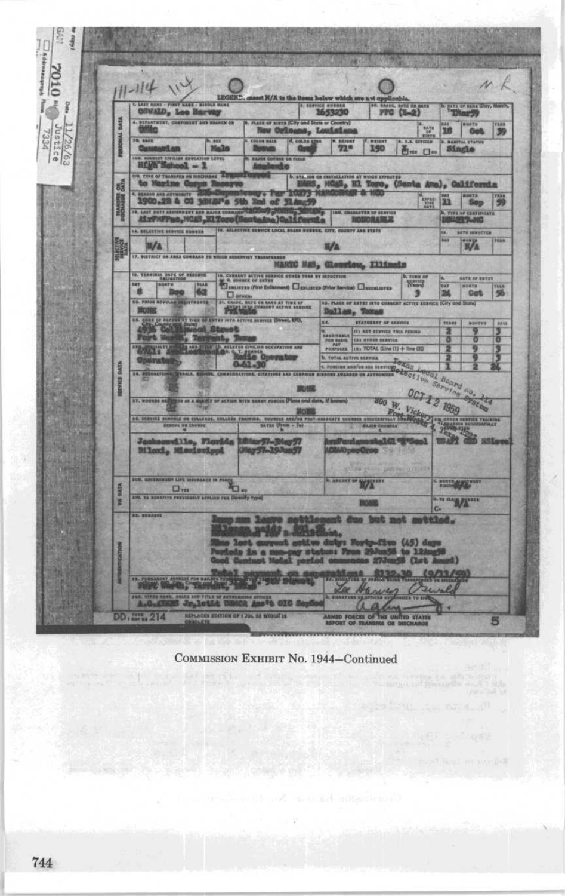7010 Date 11/26/63 Justice 7334

111-114 114

M.R.

LEGEND: Insert N/A to the items below which are not applicable.

DD FORM 214 — ARMED FORCES OF THE UNITED STATES REPORT OF TRANSFER OR DISCHARGE

**PERSONAL DATA**

1. Last name - First name - Middle name: OSWALD, Lee Harvey
2. Service number: 1653230
3a. Grade, rate or rank: PFC (E-2)
3b. Date of rank: 1Mar59
4. Department, component and branch or class: USMC
5a. Place of birth (City and State or Country): New Orleans, Louisiana
5b. Date of birth: Day 18, Month Oct, Year 39
6a. Race: Caucasian
6b. Sex: Male
6c. Color hair: Brown
6d. Color eyes: Gray
6e. Height: 71"
6f. Weight: 150
7. U.S. Citizen: Yes
8. Marital status: Single
10a. Highest civilian education level: High School - 1
10b. Major course or field: Academic

**TRANSFER OR DISCHARGE DATA**

11a. Type of transfer or discharge: Transferred to Marine Corps Reserve
11b. Station or installation at which effected: MABS, MCAS, El Toro, (Santa Ana), California
11c. Reason and authority: Par 10273 MARCORMAN & MCO 1900.28 & CG 3dMAW's 5th Ind of 31Aug59
11d. Effective date: Day 11, Month Sep, Year 59
12. Last duty assignment and major command: MACS-9, MAG-33, 3dMAW, AirFMFPac, MCAS, El Toro (Santa Ana) California
13a. Character of service: HONORABLE
13b. Type of certificate issued: DD257-MC

**SELECTIVE SERVICE DATA**

14. Selective service number: N/A
15. Selective service local board number, city, county and state: N/A
16. Date inducted: N/A
17. District or area command to which reservist transferred: MARTC NAS, Glenview, Illinois

**SERVICE DATA**

18. Terminal date of reserve obligation: Day 8, Month Dec, Year 62
19a. Source of entry: Enlisted (First Enlistment)
19b. Term of service (Years): 3
19c. Date of entry: Day 24, Month Oct, Year 56
20. Prior regular enlistments: NONE
21. Grade, rate or rank at time of entry into current active service: Private
22. Place of entry into current active service: Dallas, Texas
23. Home of record at time of entry into active service: 4936 Collinwood Street, Fort Worth, Tarrant, Texas
24a. Specialty number and title: 6741: Aviation Operations Operator
24b. Related civilian occupation and D.O.T. number: Radio Operator 0-61.30

25. Statement of service:

| | | Years | Months | Days |
|---|---|---|---|---|
| a. Creditable for basic pay purposes | (1) Net service this period | 2 | 9 | 3 |
| | (2) Other service | 0 | 0 | 0 |
| | (3) Total (Line (1) + line (2)) | 2 | 9 | 3 |
| b. Total active service | | 2 | 9 | 3 |
| c. Foreign and/or sea service | | 1 | 2 | 24 |

26. Decorations, medals, badges, commendations, citations and campaign ribbons awarded or authorized: NONE
27. Wounds received as a result of action with enemy forces: NONE
28. Service schools or college training, courses and/or post-graduate courses successfully completed:

| School or course | Dates (From - To) | Major courses |
|---|---|---|
| Jacksonville, Florida | 18Mar57-3May57 | AvnFundamentalCl "A"Scol |
| Biloxi, Mississippi | 4May57-19Jun57 | ACHWOperCrse |

29. Other service training courses successfully completed: USAFI GED HSLevel

Texas Local Board No. 114, Selective Service System, 800 W. Vickery, Fort Worth 4, Texas — OCT 12 1959

**VA DATA**

30a. Government life insurance in force: No
30b. Amount of allotment: N/A
30c. Month allotment discontinued: N/A
31. VA benefits previously applied for: NONE
31b. VA claim number: C-N/A

**AUTHENTICATION**

32. Remarks:

Lump sum leave settlement due but not settled.
Mileage paid: ...
Time lost current active duty: Forty-five (45) days
Periods in a non-pay status: From 29Jun58 to 12Aug58
Good Conduct Medal period commences 27Jun58 (1st Award)
Total payment on separation: $132.30 (9/11/59)

33. Permanent address for mailing purposes after transfer or discharge: ... Fort Worth, Tarrant, Texas
34. Signature of person being transferred or discharged: Lee Harvey Oswald
35. Typed name, grade and title of authorizing officer: A.G. AYERS Jr, 1stLt USMCR Ass't OIC SepSec
36. Signature of officer authorized to sign: [signature]

DD FORM 1 NOV 55 214 — Replaces edition of 1 Jul 52 which is obsolete.

5

Commission Exhibit No. 1944—Continued